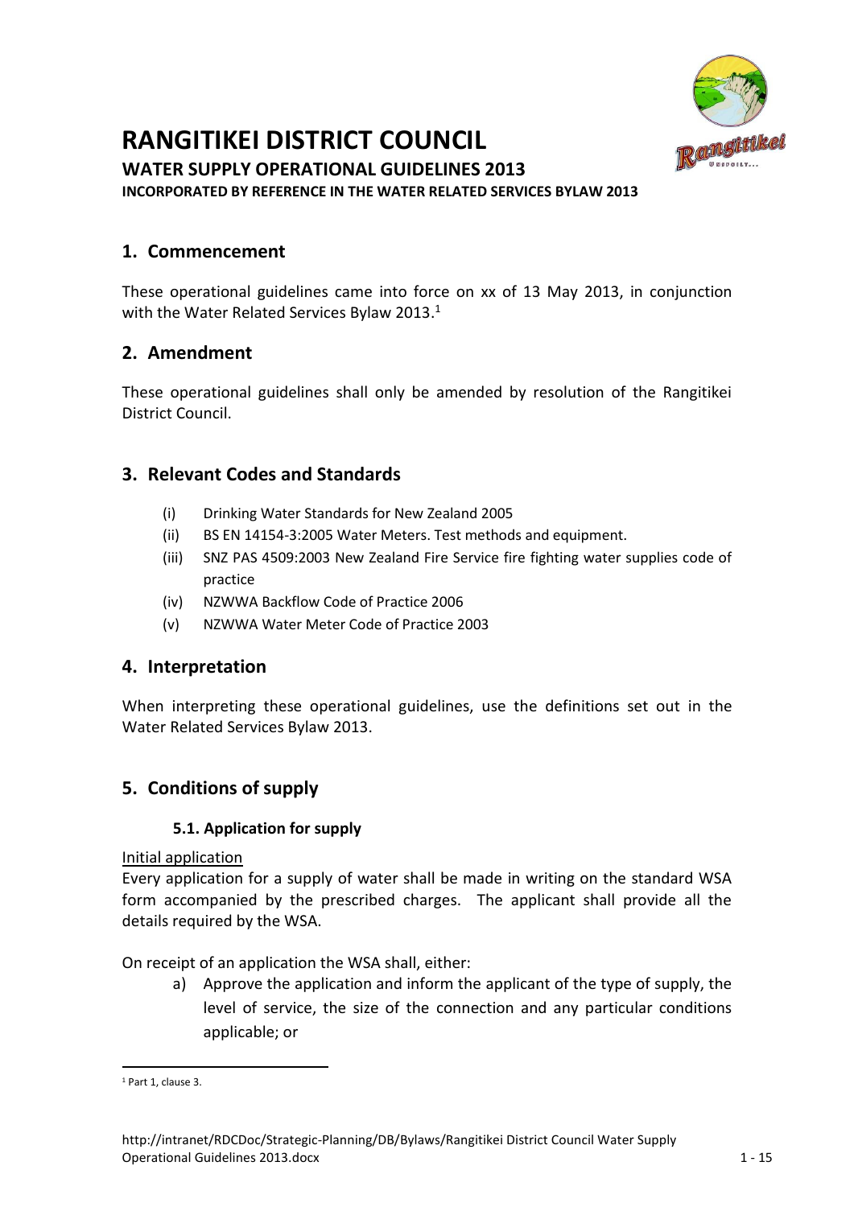# RANGITIKEI DISTRICT COUNCIL

**WATER SUPPLY OPERATIONAL GUIDELINES 2013**

**INCORPORATED BY REFERENCE IN THE WATER RELATED SERVICES BYLAW 2013**

## 1. Commencement

These operational guidelines came into force on xx of 13 May 2013, in conjunction with the Water Related Services Bylaw 2013.[1]

## 2. Amendment

These operational guidelines shall only be amended by resolution of the Rangitikei District Council.

## 3. Relevant Codes and Standards

(i) Drinking Water Standards for New Zealand 2005

(ii) BS EN 14154-3:2005 Water Meters. Test methods and equipment.

(iii) SNZ PAS 4509:2003 New Zealand Fire Service fire fighting water supplies code of practice

(iv) NZWWA Backflow Code of Practice 2006

(v) NZWWA Water Meter Code of Practice 2003

## 4. Interpretation

When interpreting these operational guidelines, use the definitions set out in the Water Related Services Bylaw 2013.

## 5. Conditions of supply

### 5.1. Application for supply

Initial application

Every application for a supply of water shall be made in writing on the standard WSA form accompanied by the prescribed charges. The applicant shall provide all the details required by the WSA.

On receipt of an application the WSA shall, either:

a) Approve the application and inform the applicant of the type of supply, the level of service, the size of the connection and any particular conditions applicable; or

---

[1] Part 1, clause 3.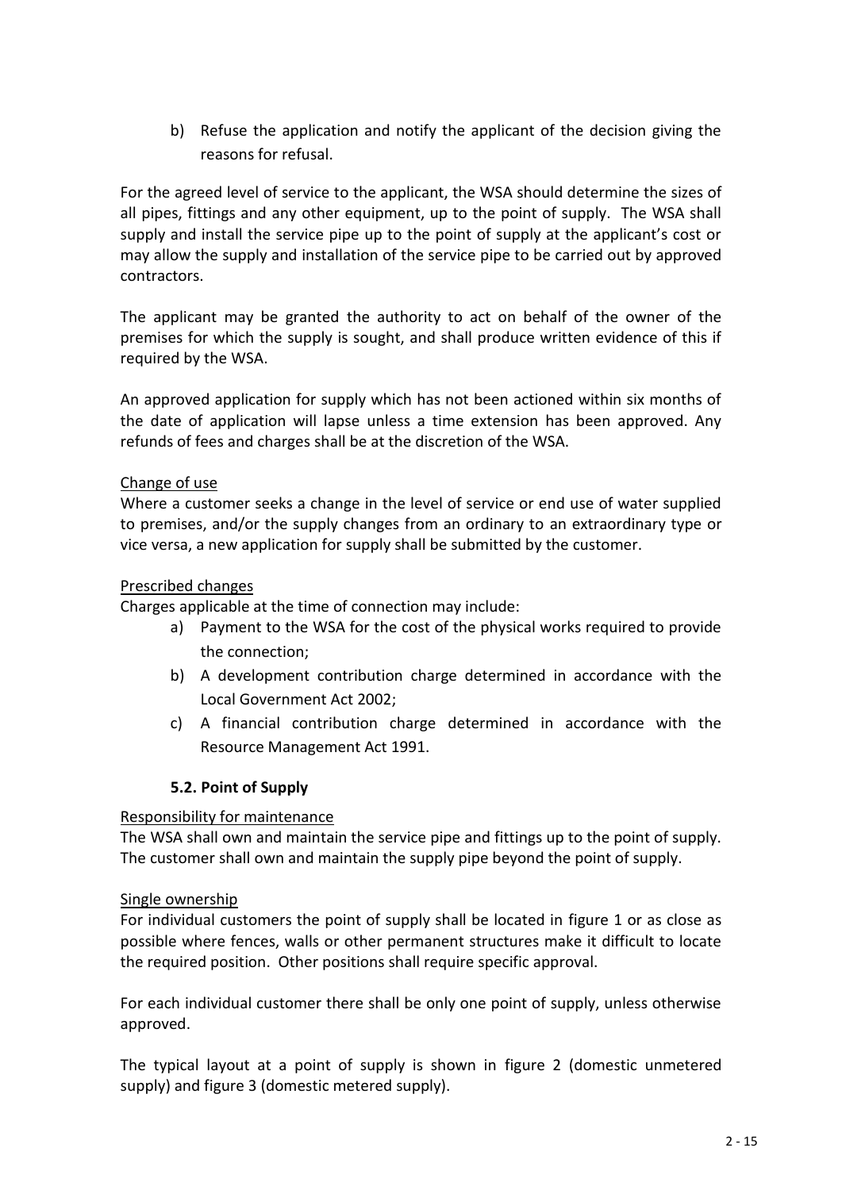b) Refuse the application and notify the applicant of the decision giving the reasons for refusal.

For the agreed level of service to the applicant, the WSA should determine the sizes of all pipes, fittings and any other equipment, up to the point of supply. The WSA shall supply and install the service pipe up to the point of supply at the applicant's cost or may allow the supply and installation of the service pipe to be carried out by approved contractors.

The applicant may be granted the authority to act on behalf of the owner of the premises for which the supply is sought, and shall produce written evidence of this if required by the WSA.

An approved application for supply which has not been actioned within six months of the date of application will lapse unless a time extension has been approved. Any refunds of fees and charges shall be at the discretion of the WSA.

<u>Change of use</u>

Where a customer seeks a change in the level of service or end use of water supplied to premises, and/or the supply changes from an ordinary to an extraordinary type or vice versa, a new application for supply shall be submitted by the customer.

<u>Prescribed changes</u>

Charges applicable at the time of connection may include:

a) Payment to the WSA for the cost of the physical works required to provide the connection;
b) A development contribution charge determined in accordance with the Local Government Act 2002;
c) A financial contribution charge determined in accordance with the Resource Management Act 1991.

### 5.2. Point of Supply

<u>Responsibility for maintenance</u>

The WSA shall own and maintain the service pipe and fittings up to the point of supply. The customer shall own and maintain the supply pipe beyond the point of supply.

<u>Single ownership</u>

For individual customers the point of supply shall be located in figure 1 or as close as possible where fences, walls or other permanent structures make it difficult to locate the required position. Other positions shall require specific approval.

For each individual customer there shall be only one point of supply, unless otherwise approved.

The typical layout at a point of supply is shown in figure 2 (domestic unmetered supply) and figure 3 (domestic metered supply).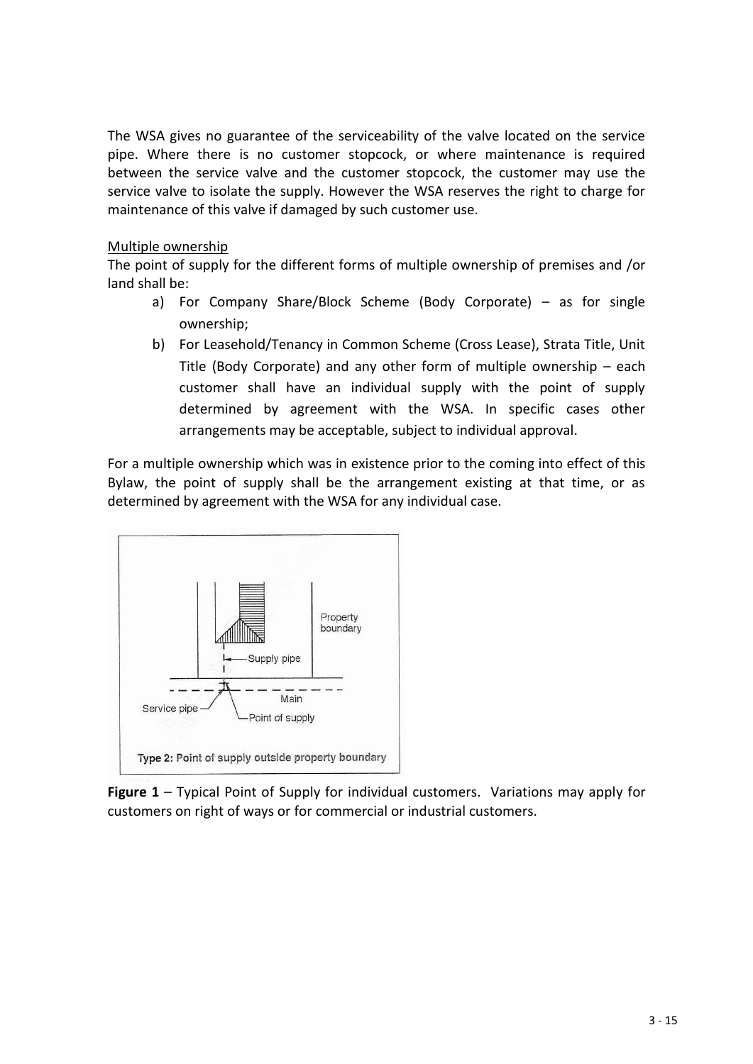The WSA gives no guarantee of the serviceability of the valve located on the service pipe. Where there is no customer stopcock, or where maintenance is required between the service valve and the customer stopcock, the customer may use the service valve to isolate the supply. However the WSA reserves the right to charge for maintenance of this valve if damaged by such customer use.

Multiple ownership

The point of supply for the different forms of multiple ownership of premises and /or land shall be:

a) For Company Share/Block Scheme (Body Corporate) – as for single ownership;
b) For Leasehold/Tenancy in Common Scheme (Cross Lease), Strata Title, Unit Title (Body Corporate) and any other form of multiple ownership – each customer shall have an individual supply with the point of supply determined by agreement with the WSA. In specific cases other arrangements may be acceptable, subject to individual approval.

For a multiple ownership which was in existence prior to the coming into effect of this Bylaw, the point of supply shall be the arrangement existing at that time, or as determined by agreement with the WSA for any individual case.

Type 2: Point of supply outside property boundary

**Figure 1** – Typical Point of Supply for individual customers. Variations may apply for customers on right of ways or for commercial or industrial customers.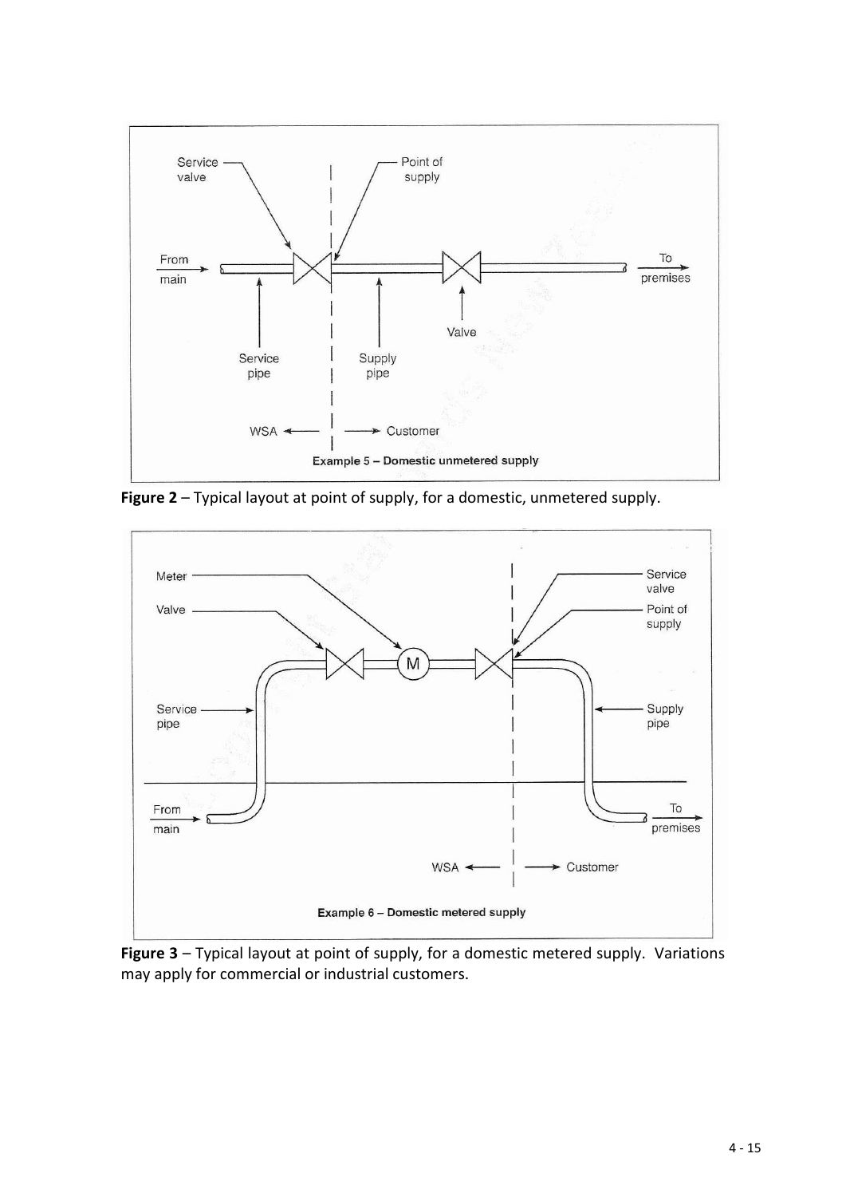Service valve

Point of supply

From main

To premises

Service pipe

Supply pipe

Valve

WSA ← → Customer

Example 5 – Domestic unmetered supply

**Figure 2** – Typical layout at point of supply, for a domestic, unmetered supply.

Meter

Valve

Service valve

Point of supply

M

Service pipe

Supply pipe

From main

To premises

WSA ← → Customer

Example 6 – Domestic metered supply

**Figure 3** – Typical layout at point of supply, for a domestic metered supply. Variations may apply for commercial or industrial customers.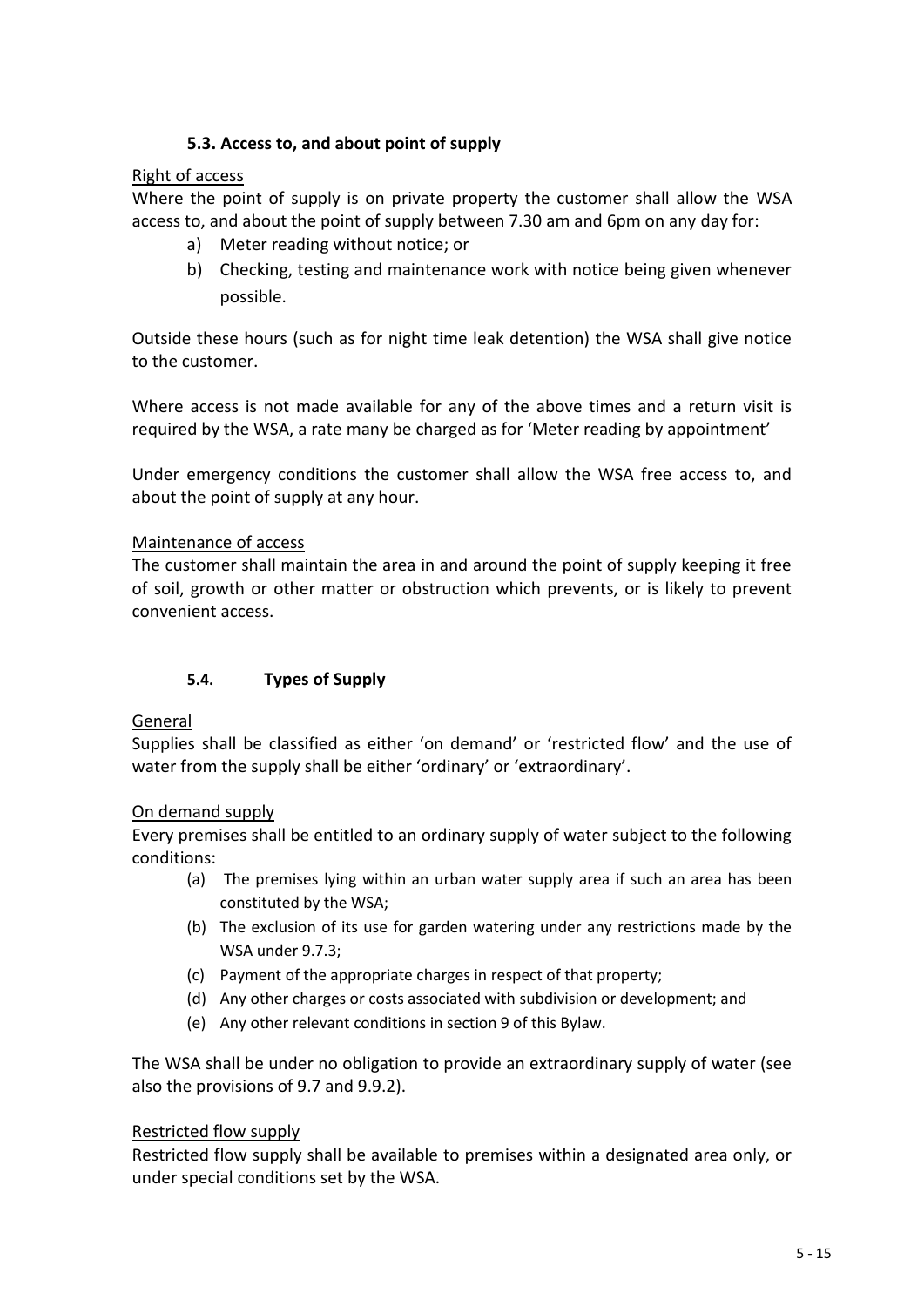### 5.3. Access to, and about point of supply

Right of access

Where the point of supply is on private property the customer shall allow the WSA access to, and about the point of supply between 7.30 am and 6pm on any day for:

a) Meter reading without notice; or
b) Checking, testing and maintenance work with notice being given whenever possible.

Outside these hours (such as for night time leak detention) the WSA shall give notice to the customer.

Where access is not made available for any of the above times and a return visit is required by the WSA, a rate many be charged as for 'Meter reading by appointment'

Under emergency conditions the customer shall allow the WSA free access to, and about the point of supply at any hour.

Maintenance of access

The customer shall maintain the area in and around the point of supply keeping it free of soil, growth or other matter or obstruction which prevents, or is likely to prevent convenient access.

### 5.4. Types of Supply

General

Supplies shall be classified as either 'on demand' or 'restricted flow' and the use of water from the supply shall be either 'ordinary' or 'extraordinary'.

On demand supply

Every premises shall be entitled to an ordinary supply of water subject to the following conditions:

(a) The premises lying within an urban water supply area if such an area has been constituted by the WSA;
(b) The exclusion of its use for garden watering under any restrictions made by the WSA under 9.7.3;
(c) Payment of the appropriate charges in respect of that property;
(d) Any other charges or costs associated with subdivision or development; and
(e) Any other relevant conditions in section 9 of this Bylaw.

The WSA shall be under no obligation to provide an extraordinary supply of water (see also the provisions of 9.7 and 9.9.2).

Restricted flow supply

Restricted flow supply shall be available to premises within a designated area only, or under special conditions set by the WSA.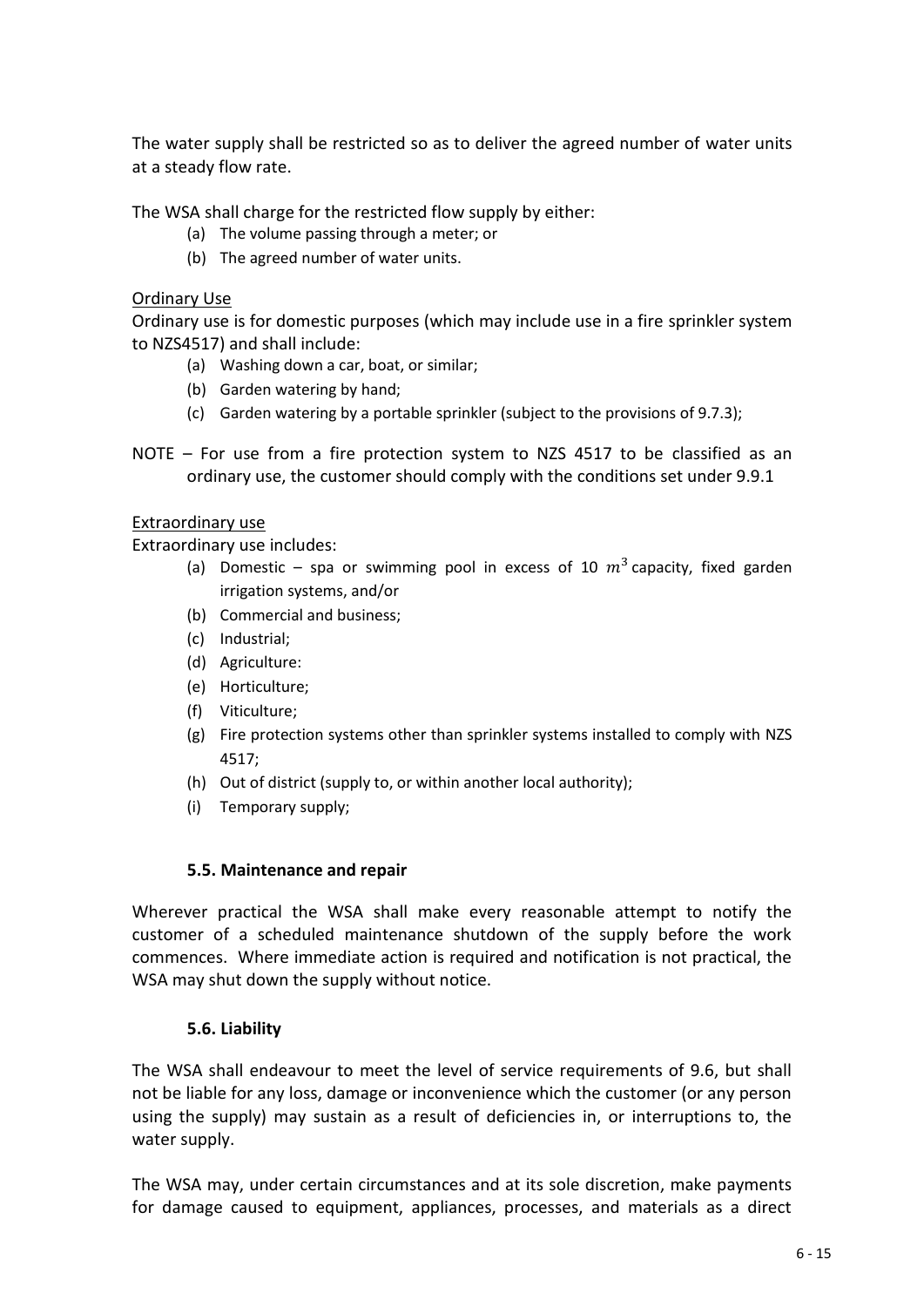The water supply shall be restricted so as to deliver the agreed number of water units at a steady flow rate.

The WSA shall charge for the restricted flow supply by either:

(a) The volume passing through a meter; or
(b) The agreed number of water units.

Ordinary Use

Ordinary use is for domestic purposes (which may include use in a fire sprinkler system to NZS4517) and shall include:

(a) Washing down a car, boat, or similar;
(b) Garden watering by hand;
(c) Garden watering by a portable sprinkler (subject to the provisions of 9.7.3);

NOTE – For use from a fire protection system to NZS 4517 to be classified as an ordinary use, the customer should comply with the conditions set under 9.9.1

Extraordinary use

Extraordinary use includes:

(a) Domestic – spa or swimming pool in excess of 10 $m^3$ capacity, fixed garden irrigation systems, and/or
(b) Commercial and business;
(c) Industrial;
(d) Agriculture:
(e) Horticulture;
(f) Viticulture;
(g) Fire protection systems other than sprinkler systems installed to comply with NZS 4517;
(h) Out of district (supply to, or within another local authority);
(i) Temporary supply;

### 5.5. Maintenance and repair

Wherever practical the WSA shall make every reasonable attempt to notify the customer of a scheduled maintenance shutdown of the supply before the work commences. Where immediate action is required and notification is not practical, the WSA may shut down the supply without notice.

### 5.6. Liability

The WSA shall endeavour to meet the level of service requirements of 9.6, but shall not be liable for any loss, damage or inconvenience which the customer (or any person using the supply) may sustain as a result of deficiencies in, or interruptions to, the water supply.

The WSA may, under certain circumstances and at its sole discretion, make payments for damage caused to equipment, appliances, processes, and materials as a direct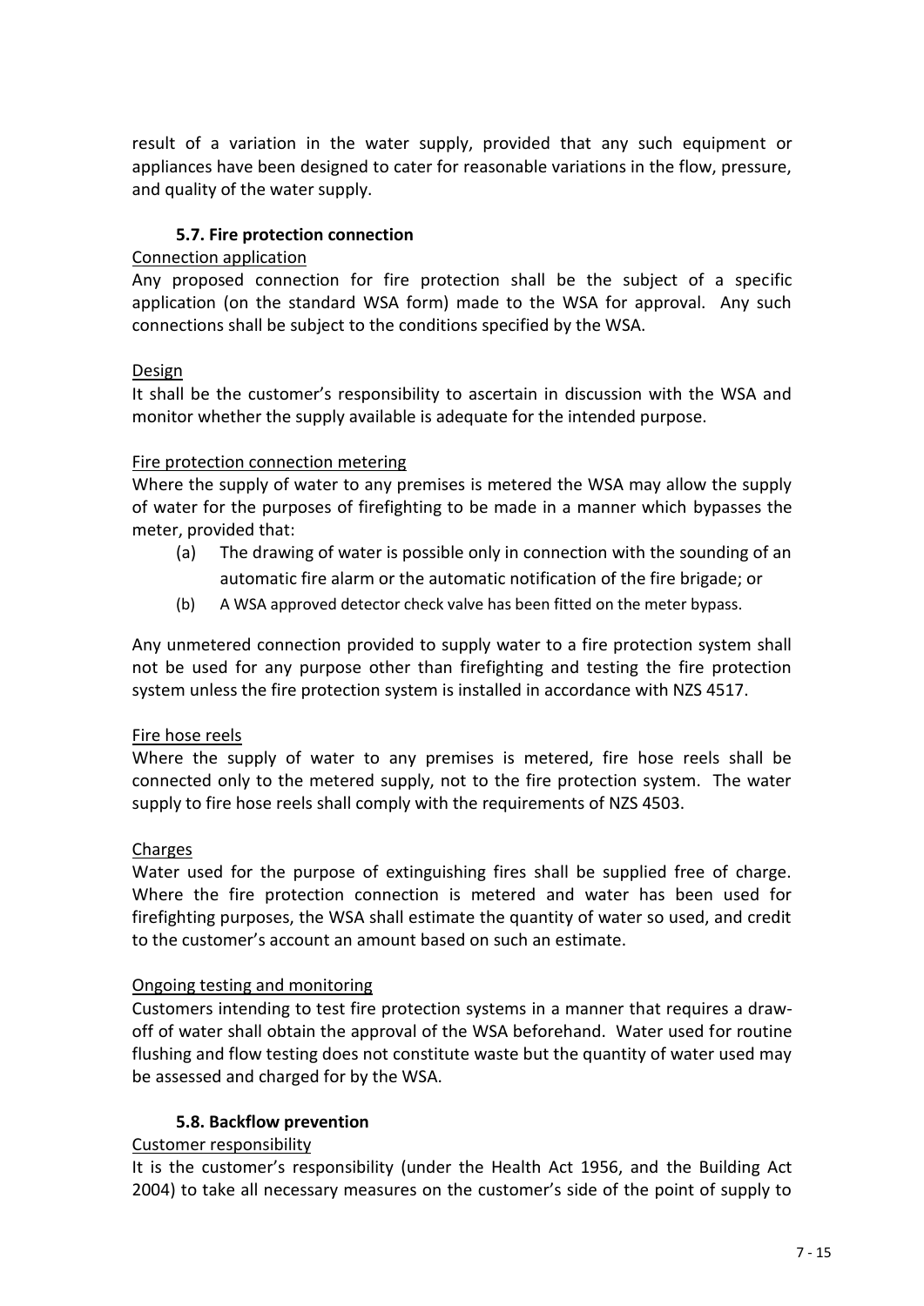result of a variation in the water supply, provided that any such equipment or appliances have been designed to cater for reasonable variations in the flow, pressure, and quality of the water supply.

### 5.7. Fire protection connection

Connection application

Any proposed connection for fire protection shall be the subject of a specific application (on the standard WSA form) made to the WSA for approval. Any such connections shall be subject to the conditions specified by the WSA.

Design

It shall be the customer's responsibility to ascertain in discussion with the WSA and monitor whether the supply available is adequate for the intended purpose.

Fire protection connection metering

Where the supply of water to any premises is metered the WSA may allow the supply of water for the purposes of firefighting to be made in a manner which bypasses the meter, provided that:

(a) The drawing of water is possible only in connection with the sounding of an automatic fire alarm or the automatic notification of the fire brigade; or

(b) A WSA approved detector check valve has been fitted on the meter bypass.

Any unmetered connection provided to supply water to a fire protection system shall not be used for any purpose other than firefighting and testing the fire protection system unless the fire protection system is installed in accordance with NZS 4517.

Fire hose reels

Where the supply of water to any premises is metered, fire hose reels shall be connected only to the metered supply, not to the fire protection system. The water supply to fire hose reels shall comply with the requirements of NZS 4503.

Charges

Water used for the purpose of extinguishing fires shall be supplied free of charge. Where the fire protection connection is metered and water has been used for firefighting purposes, the WSA shall estimate the quantity of water so used, and credit to the customer's account an amount based on such an estimate.

Ongoing testing and monitoring

Customers intending to test fire protection systems in a manner that requires a draw-off of water shall obtain the approval of the WSA beforehand. Water used for routine flushing and flow testing does not constitute waste but the quantity of water used may be assessed and charged for by the WSA.

### 5.8. Backflow prevention

Customer responsibility

It is the customer's responsibility (under the Health Act 1956, and the Building Act 2004) to take all necessary measures on the customer's side of the point of supply to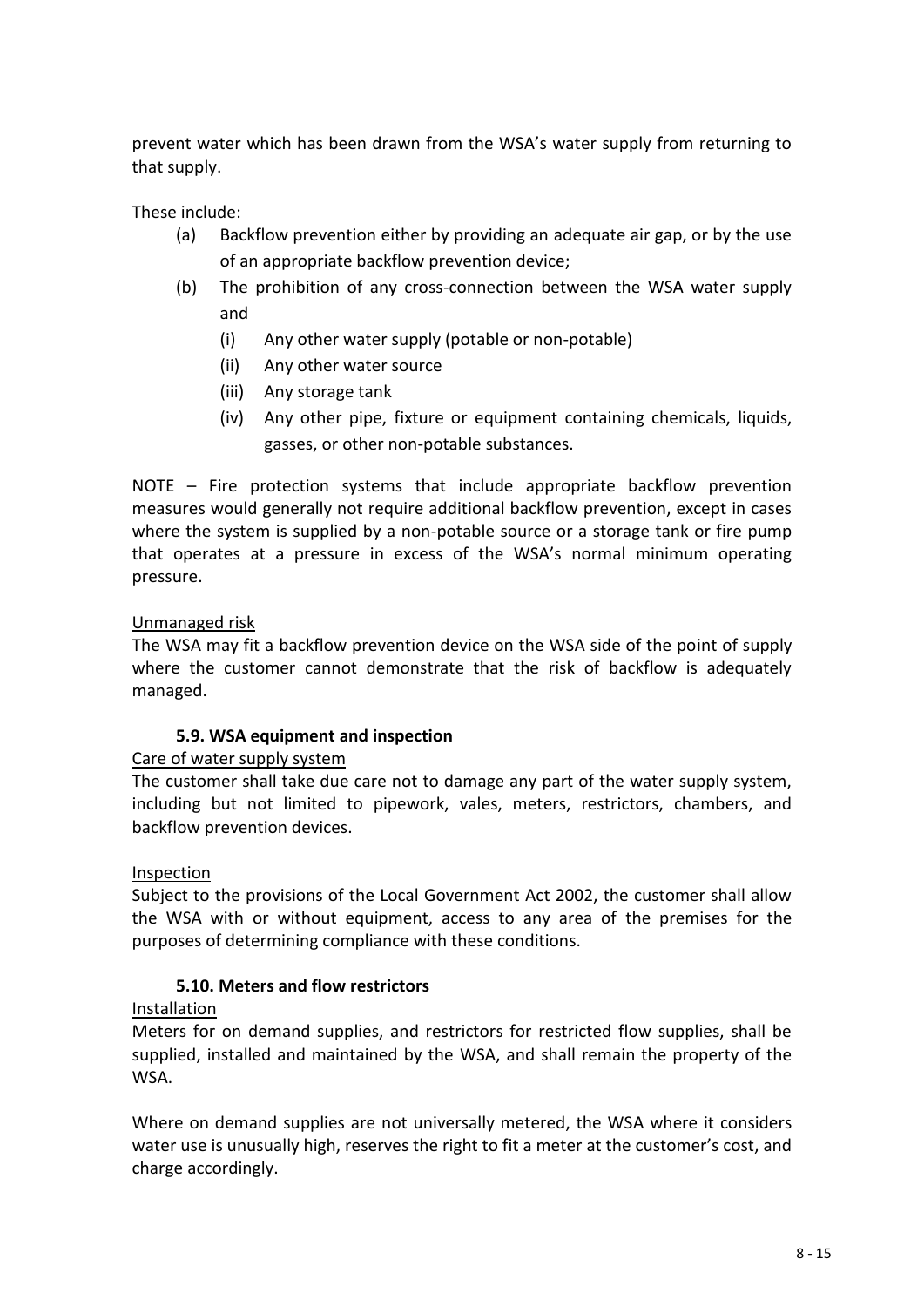prevent water which has been drawn from the WSA's water supply from returning to that supply.

These include:

(a) Backflow prevention either by providing an adequate air gap, or by the use of an appropriate backflow prevention device;

(b) The prohibition of any cross-connection between the WSA water supply and
   (i) Any other water supply (potable or non-potable)
   (ii) Any other water source
   (iii) Any storage tank
   (iv) Any other pipe, fixture or equipment containing chemicals, liquids, gasses, or other non-potable substances.

NOTE – Fire protection systems that include appropriate backflow prevention measures would generally not require additional backflow prevention, except in cases where the system is supplied by a non-potable source or a storage tank or fire pump that operates at a pressure in excess of the WSA's normal minimum operating pressure.

<u>Unmanaged risk</u>

The WSA may fit a backflow prevention device on the WSA side of the point of supply where the customer cannot demonstrate that the risk of backflow is adequately managed.

### 5.9. WSA equipment and inspection

<u>Care of water supply system</u>

The customer shall take due care not to damage any part of the water supply system, including but not limited to pipework, vales, meters, restrictors, chambers, and backflow prevention devices.

<u>Inspection</u>

Subject to the provisions of the Local Government Act 2002, the customer shall allow the WSA with or without equipment, access to any area of the premises for the purposes of determining compliance with these conditions.

### 5.10. Meters and flow restrictors

<u>Installation</u>

Meters for on demand supplies, and restrictors for restricted flow supplies, shall be supplied, installed and maintained by the WSA, and shall remain the property of the WSA.

Where on demand supplies are not universally metered, the WSA where it considers water use is unusually high, reserves the right to fit a meter at the customer's cost, and charge accordingly.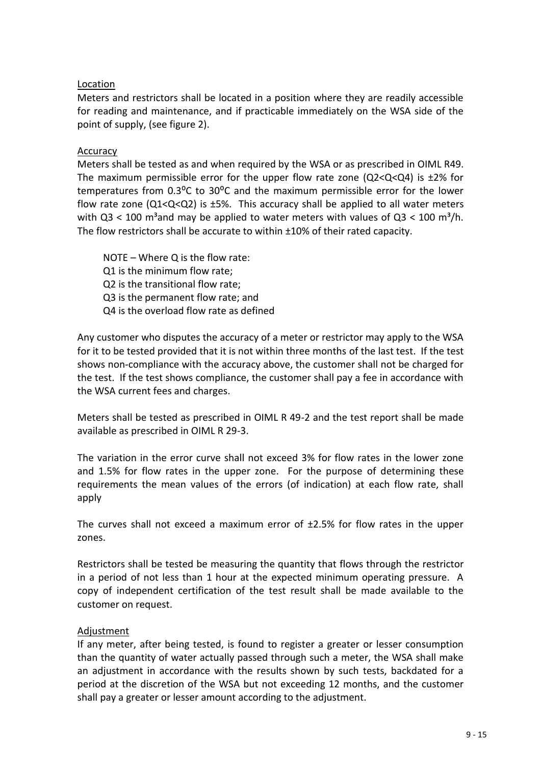Location

Meters and restrictors shall be located in a position where they are readily accessible for reading and maintenance, and if practicable immediately on the WSA side of the point of supply, (see figure 2).

Accuracy

Meters shall be tested as and when required by the WSA or as prescribed in OIML R49. The maximum permissible error for the upper flow rate zone ($Q2<Q<Q4$) is ±2% for temperatures from 0.3⁰C to 30⁰C and the maximum permissible error for the lower flow rate zone ($Q1<Q<Q2$) is ±5%. This accuracy shall be applied to all water meters with $Q3 < 100$ m³and may be applied to water meters with values of $Q3 < 100$ m³/h. The flow restrictors shall be accurate to within ±10% of their rated capacity.

> NOTE – Where Q is the flow rate:
> Q1 is the minimum flow rate;
> Q2 is the transitional flow rate;
> Q3 is the permanent flow rate; and
> Q4 is the overload flow rate as defined

Any customer who disputes the accuracy of a meter or restrictor may apply to the WSA for it to be tested provided that it is not within three months of the last test. If the test shows non-compliance with the accuracy above, the customer shall not be charged for the test. If the test shows compliance, the customer shall pay a fee in accordance with the WSA current fees and charges.

Meters shall be tested as prescribed in OIML R 49-2 and the test report shall be made available as prescribed in OIML R 29-3.

The variation in the error curve shall not exceed 3% for flow rates in the lower zone and 1.5% for flow rates in the upper zone. For the purpose of determining these requirements the mean values of the errors (of indication) at each flow rate, shall apply

The curves shall not exceed a maximum error of ±2.5% for flow rates in the upper zones.

Restrictors shall be tested be measuring the quantity that flows through the restrictor in a period of not less than 1 hour at the expected minimum operating pressure. A copy of independent certification of the test result shall be made available to the customer on request.

Adjustment

If any meter, after being tested, is found to register a greater or lesser consumption than the quantity of water actually passed through such a meter, the WSA shall make an adjustment in accordance with the results shown by such tests, backdated for a period at the discretion of the WSA but not exceeding 12 months, and the customer shall pay a greater or lesser amount according to the adjustment.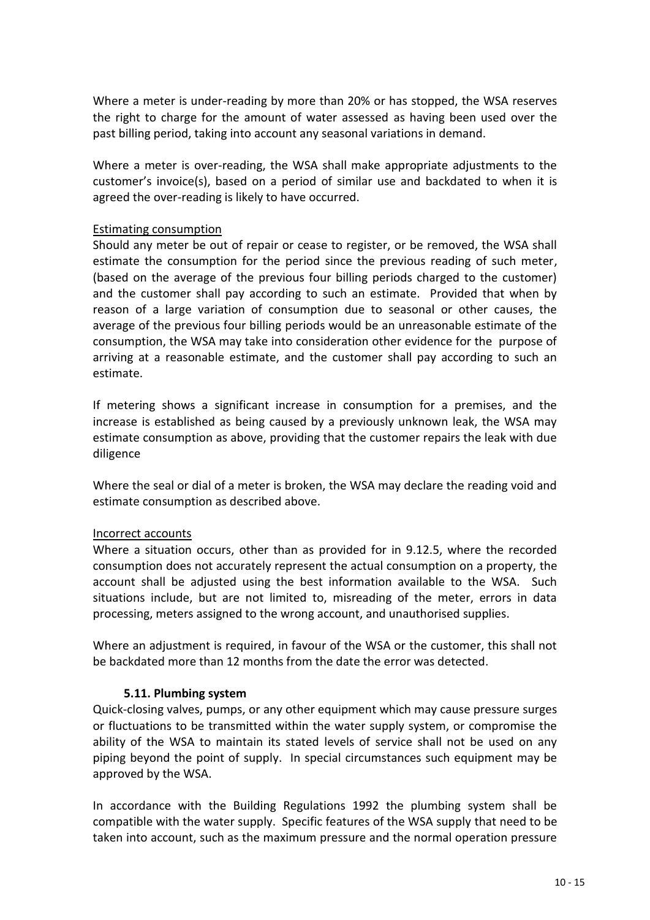Where a meter is under-reading by more than 20% or has stopped, the WSA reserves the right to charge for the amount of water assessed as having been used over the past billing period, taking into account any seasonal variations in demand.

Where a meter is over-reading, the WSA shall make appropriate adjustments to the customer's invoice(s), based on a period of similar use and backdated to when it is agreed the over-reading is likely to have occurred.

Estimating consumption

Should any meter be out of repair or cease to register, or be removed, the WSA shall estimate the consumption for the period since the previous reading of such meter, (based on the average of the previous four billing periods charged to the customer) and the customer shall pay according to such an estimate. Provided that when by reason of a large variation of consumption due to seasonal or other causes, the average of the previous four billing periods would be an unreasonable estimate of the consumption, the WSA may take into consideration other evidence for the purpose of arriving at a reasonable estimate, and the customer shall pay according to such an estimate.

If metering shows a significant increase in consumption for a premises, and the increase is established as being caused by a previously unknown leak, the WSA may estimate consumption as above, providing that the customer repairs the leak with due diligence

Where the seal or dial of a meter is broken, the WSA may declare the reading void and estimate consumption as described above.

Incorrect accounts

Where a situation occurs, other than as provided for in 9.12.5, where the recorded consumption does not accurately represent the actual consumption on a property, the account shall be adjusted using the best information available to the WSA. Such situations include, but are not limited to, misreading of the meter, errors in data processing, meters assigned to the wrong account, and unauthorised supplies.

Where an adjustment is required, in favour of the WSA or the customer, this shall not be backdated more than 12 months from the date the error was detected.

### 5.11. Plumbing system

Quick-closing valves, pumps, or any other equipment which may cause pressure surges or fluctuations to be transmitted within the water supply system, or compromise the ability of the WSA to maintain its stated levels of service shall not be used on any piping beyond the point of supply. In special circumstances such equipment may be approved by the WSA.

In accordance with the Building Regulations 1992 the plumbing system shall be compatible with the water supply. Specific features of the WSA supply that need to be taken into account, such as the maximum pressure and the normal operation pressure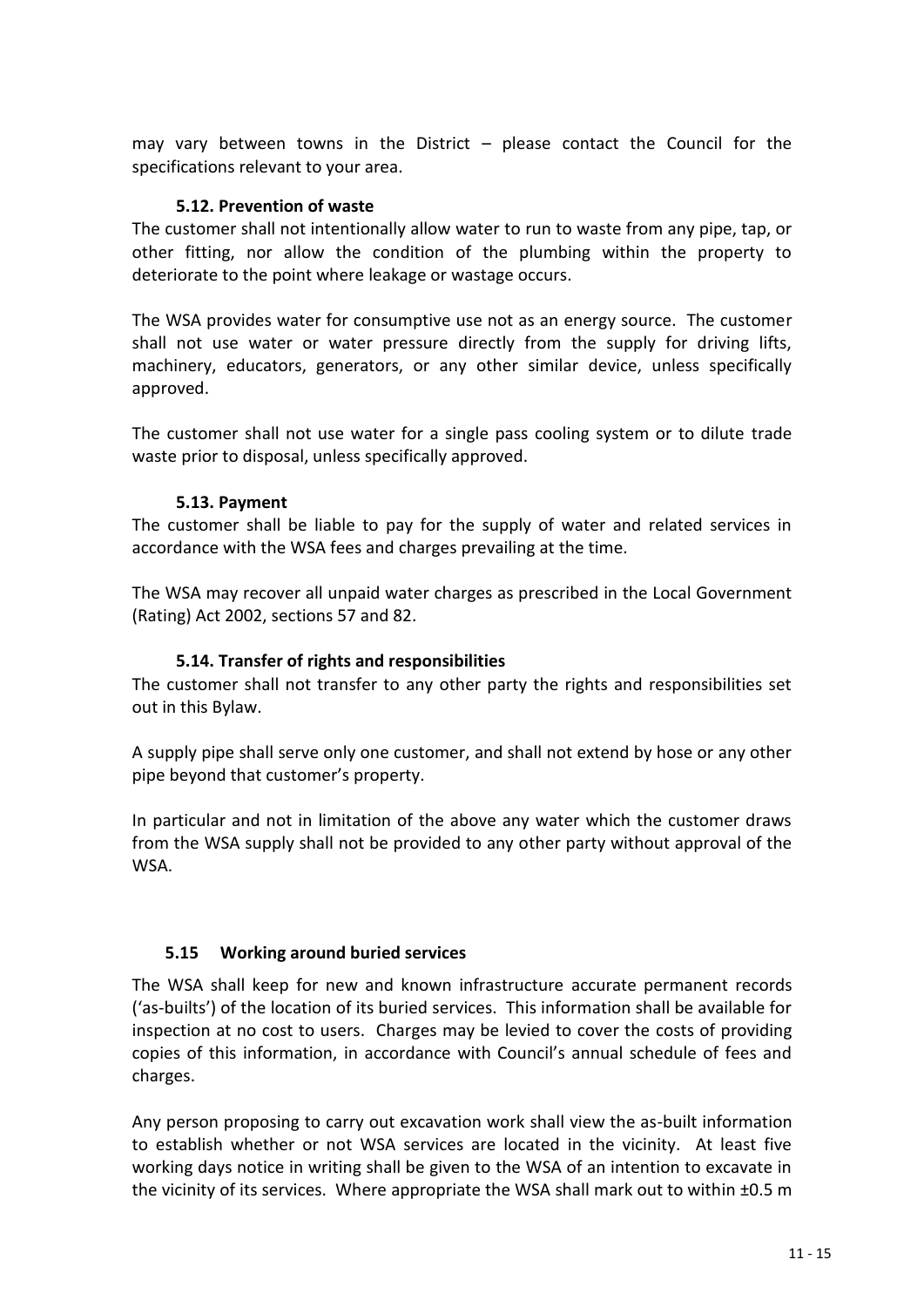may vary between towns in the District – please contact the Council for the specifications relevant to your area.

### 5.12. Prevention of waste

The customer shall not intentionally allow water to run to waste from any pipe, tap, or other fitting, nor allow the condition of the plumbing within the property to deteriorate to the point where leakage or wastage occurs.

The WSA provides water for consumptive use not as an energy source. The customer shall not use water or water pressure directly from the supply for driving lifts, machinery, educators, generators, or any other similar device, unless specifically approved.

The customer shall not use water for a single pass cooling system or to dilute trade waste prior to disposal, unless specifically approved.

### 5.13. Payment

The customer shall be liable to pay for the supply of water and related services in accordance with the WSA fees and charges prevailing at the time.

The WSA may recover all unpaid water charges as prescribed in the Local Government (Rating) Act 2002, sections 57 and 82.

### 5.14. Transfer of rights and responsibilities

The customer shall not transfer to any other party the rights and responsibilities set out in this Bylaw.

A supply pipe shall serve only one customer, and shall not extend by hose or any other pipe beyond that customer's property.

In particular and not in limitation of the above any water which the customer draws from the WSA supply shall not be provided to any other party without approval of the WSA.

### 5.15 Working around buried services

The WSA shall keep for new and known infrastructure accurate permanent records ('as-builts') of the location of its buried services. This information shall be available for inspection at no cost to users. Charges may be levied to cover the costs of providing copies of this information, in accordance with Council's annual schedule of fees and charges.

Any person proposing to carry out excavation work shall view the as-built information to establish whether or not WSA services are located in the vicinity. At least five working days notice in writing shall be given to the WSA of an intention to excavate in the vicinity of its services. Where appropriate the WSA shall mark out to within ±0.5 m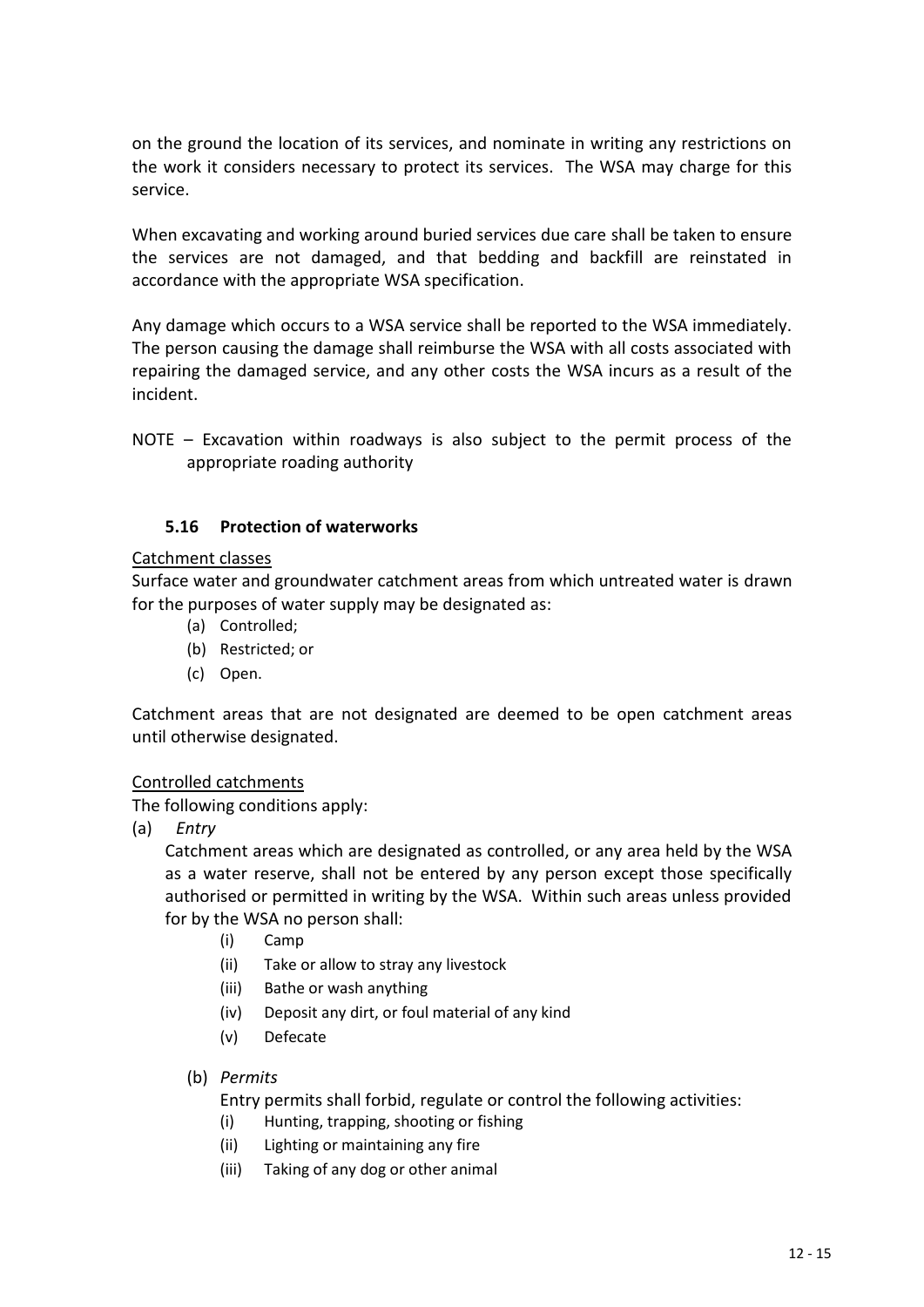on the ground the location of its services, and nominate in writing any restrictions on the work it considers necessary to protect its services. The WSA may charge for this service.

When excavating and working around buried services due care shall be taken to ensure the services are not damaged, and that bedding and backfill are reinstated in accordance with the appropriate WSA specification.

Any damage which occurs to a WSA service shall be reported to the WSA immediately. The person causing the damage shall reimburse the WSA with all costs associated with repairing the damaged service, and any other costs the WSA incurs as a result of the incident.

NOTE – Excavation within roadways is also subject to the permit process of the appropriate roading authority

### 5.16 Protection of waterworks

<u>Catchment classes</u>

Surface water and groundwater catchment areas from which untreated water is drawn for the purposes of water supply may be designated as:

(a) Controlled;
(b) Restricted; or
(c) Open.

Catchment areas that are not designated are deemed to be open catchment areas until otherwise designated.

<u>Controlled catchments</u>

The following conditions apply:

(a) *Entry*

Catchment areas which are designated as controlled, or any area held by the WSA as a water reserve, shall not be entered by any person except those specifically authorised or permitted in writing by the WSA. Within such areas unless provided for by the WSA no person shall:

(i) Camp
(ii) Take or allow to stray any livestock
(iii) Bathe or wash anything
(iv) Deposit any dirt, or foul material of any kind
(v) Defecate

(b) *Permits*

Entry permits shall forbid, regulate or control the following activities:

(i) Hunting, trapping, shooting or fishing
(ii) Lighting or maintaining any fire
(iii) Taking of any dog or other animal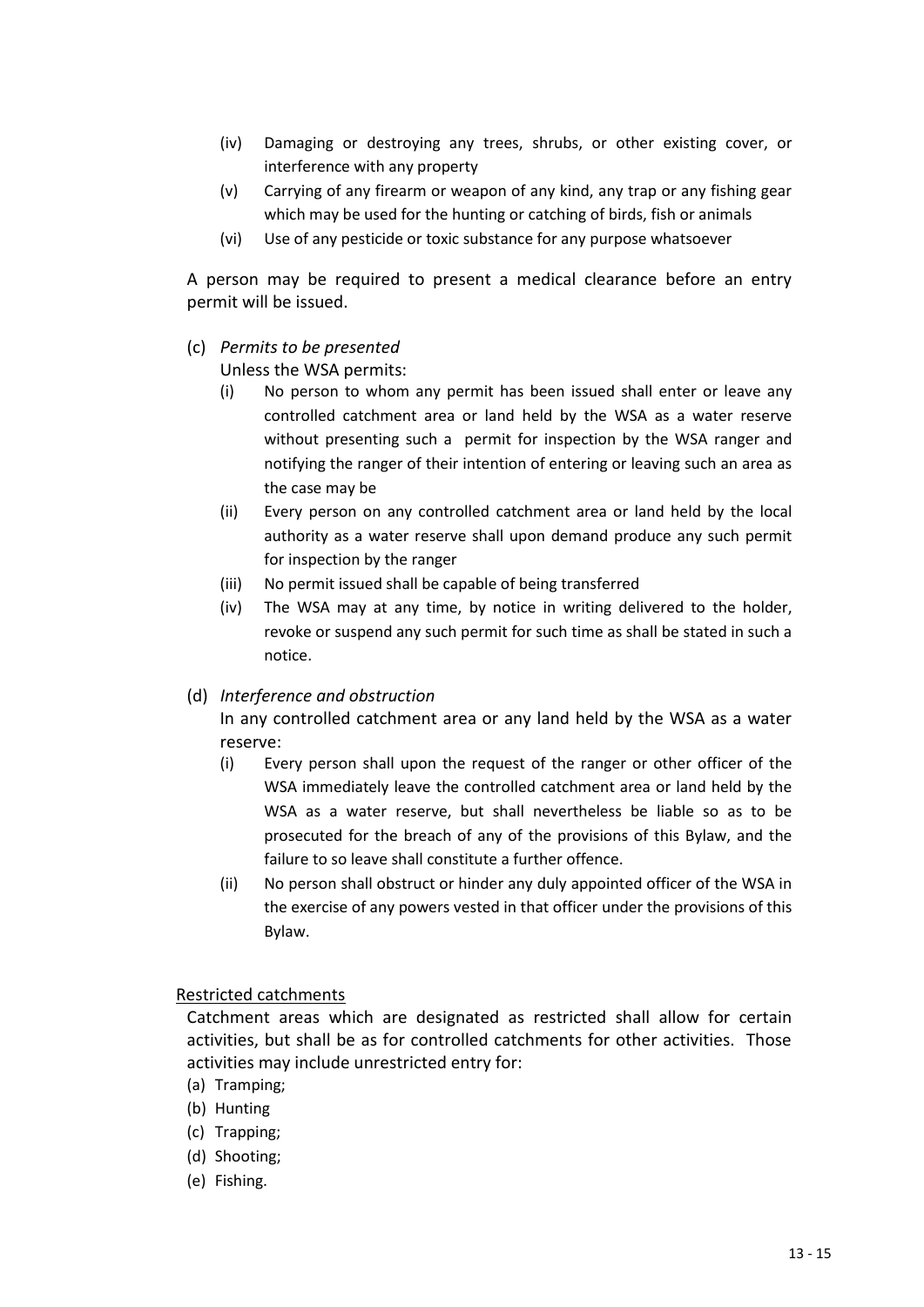- (iv) Damaging or destroying any trees, shrubs, or other existing cover, or interference with any property
- (v) Carrying of any firearm or weapon of any kind, any trap or any fishing gear which may be used for the hunting or catching of birds, fish or animals
- (vi) Use of any pesticide or toxic substance for any purpose whatsoever

A person may be required to present a medical clearance before an entry permit will be issued.

(c) *Permits to be presented*

Unless the WSA permits:

- (i) No person to whom any permit has been issued shall enter or leave any controlled catchment area or land held by the WSA as a water reserve without presenting such a permit for inspection by the WSA ranger and notifying the ranger of their intention of entering or leaving such an area as the case may be
- (ii) Every person on any controlled catchment area or land held by the local authority as a water reserve shall upon demand produce any such permit for inspection by the ranger
- (iii) No permit issued shall be capable of being transferred
- (iv) The WSA may at any time, by notice in writing delivered to the holder, revoke or suspend any such permit for such time as shall be stated in such a notice.

(d) *Interference and obstruction*

In any controlled catchment area or any land held by the WSA as a water reserve:

- (i) Every person shall upon the request of the ranger or other officer of the WSA immediately leave the controlled catchment area or land held by the WSA as a water reserve, but shall nevertheless be liable so as to be prosecuted for the breach of any of the provisions of this Bylaw, and the failure to so leave shall constitute a further offence.
- (ii) No person shall obstruct or hinder any duly appointed officer of the WSA in the exercise of any powers vested in that officer under the provisions of this Bylaw.

<u>Restricted catchments</u>

Catchment areas which are designated as restricted shall allow for certain activities, but shall be as for controlled catchments for other activities. Those activities may include unrestricted entry for:

(a) Tramping;
(b) Hunting
(c) Trapping;
(d) Shooting;
(e) Fishing.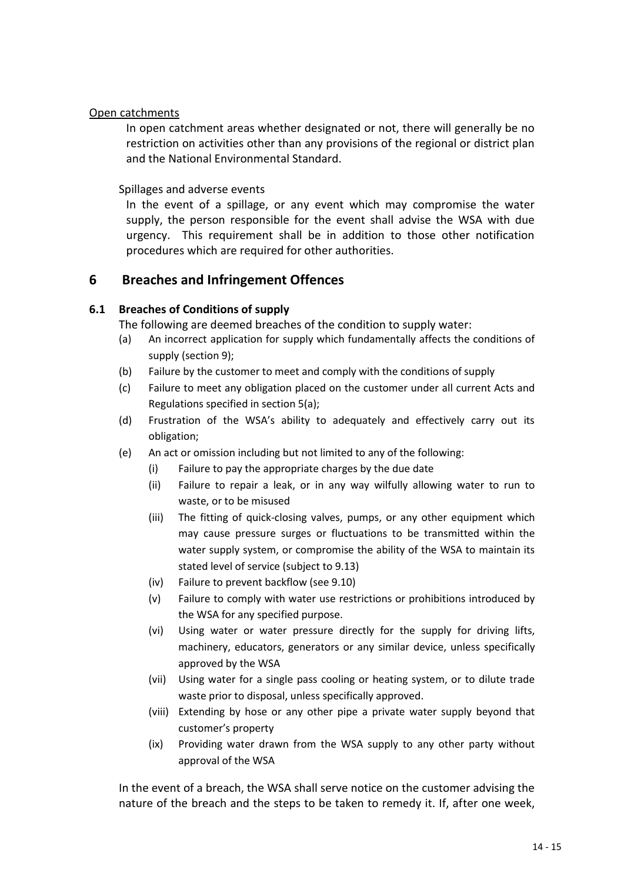Open catchments

In open catchment areas whether designated or not, there will generally be no restriction on activities other than any provisions of the regional or district plan and the National Environmental Standard.

Spillages and adverse events

In the event of a spillage, or any event which may compromise the water supply, the person responsible for the event shall advise the WSA with due urgency. This requirement shall be in addition to those other notification procedures which are required for other authorities.

## 6 Breaches and Infringement Offences

### 6.1 Breaches of Conditions of supply

The following are deemed breaches of the condition to supply water:

(a) An incorrect application for supply which fundamentally affects the conditions of supply (section 9);

(b) Failure by the customer to meet and comply with the conditions of supply

(c) Failure to meet any obligation placed on the customer under all current Acts and Regulations specified in section 5(a);

(d) Frustration of the WSA's ability to adequately and effectively carry out its obligation;

(e) An act or omission including but not limited to any of the following:

  (i) Failure to pay the appropriate charges by the due date

  (ii) Failure to repair a leak, or in any way wilfully allowing water to run to waste, or to be misused

  (iii) The fitting of quick-closing valves, pumps, or any other equipment which may cause pressure surges or fluctuations to be transmitted within the water supply system, or compromise the ability of the WSA to maintain its stated level of service (subject to 9.13)

  (iv) Failure to prevent backflow (see 9.10)

  (v) Failure to comply with water use restrictions or prohibitions introduced by the WSA for any specified purpose.

  (vi) Using water or water pressure directly for the supply for driving lifts, machinery, educators, generators or any similar device, unless specifically approved by the WSA

  (vii) Using water for a single pass cooling or heating system, or to dilute trade waste prior to disposal, unless specifically approved.

  (viii) Extending by hose or any other pipe a private water supply beyond that customer's property

  (ix) Providing water drawn from the WSA supply to any other party without approval of the WSA

In the event of a breach, the WSA shall serve notice on the customer advising the nature of the breach and the steps to be taken to remedy it. If, after one week,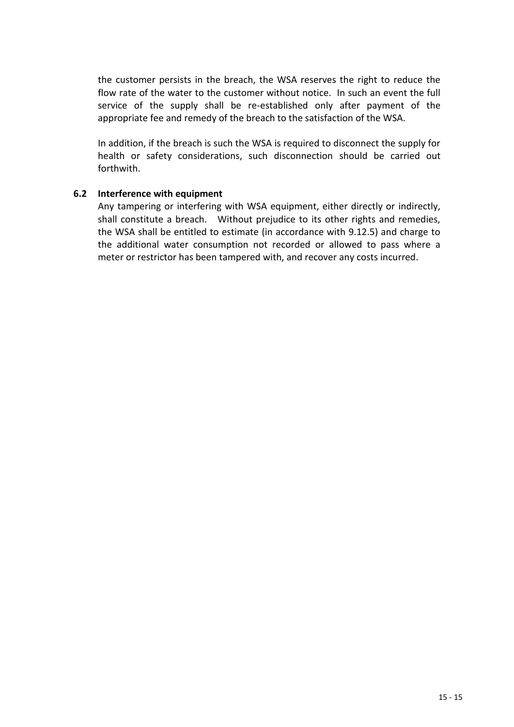the customer persists in the breach, the WSA reserves the right to reduce the flow rate of the water to the customer without notice. In such an event the full service of the supply shall be re-established only after payment of the appropriate fee and remedy of the breach to the satisfaction of the WSA.

In addition, if the breach is such the WSA is required to disconnect the supply for health or safety considerations, such disconnection should be carried out forthwith.

### 6.2 Interference with equipment

Any tampering or interfering with WSA equipment, either directly or indirectly, shall constitute a breach. Without prejudice to its other rights and remedies, the WSA shall be entitled to estimate (in accordance with 9.12.5) and charge to the additional water consumption not recorded or allowed to pass where a meter or restrictor has been tampered with, and recover any costs incurred.